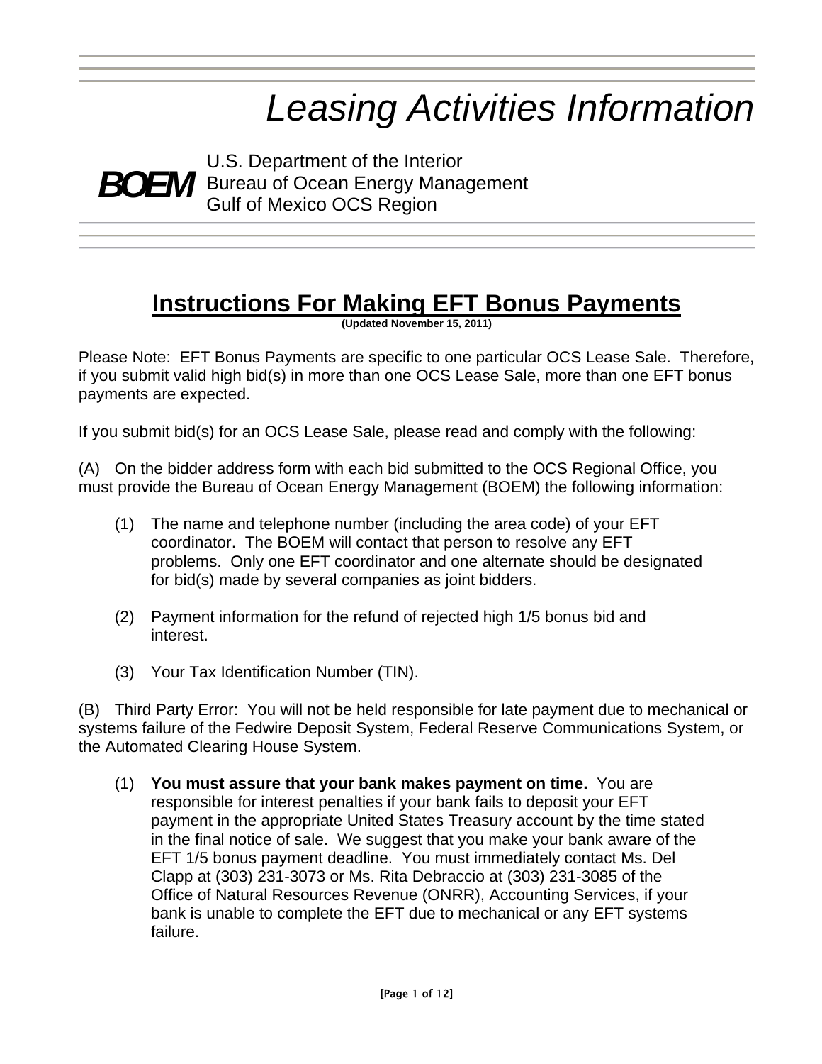# Leasing Activities Information

**BOEM** U.S. Department of the Interior
Bureau of Ocean Energy Management
Gulf of Mexico OCS Region

## Instructions For Making EFT Bonus Payments

**(Updated November 15, 2011)**

Please Note: EFT Bonus Payments are specific to one particular OCS Lease Sale. Therefore, if you submit valid high bid(s) in more than one OCS Lease Sale, more than one EFT bonus payments are expected.

If you submit bid(s) for an OCS Lease Sale, please read and comply with the following:

(A) On the bidder address form with each bid submitted to the OCS Regional Office, you must provide the Bureau of Ocean Energy Management (BOEM) the following information:

(1) The name and telephone number (including the area code) of your EFT coordinator. The BOEM will contact that person to resolve any EFT problems. Only one EFT coordinator and one alternate should be designated for bid(s) made by several companies as joint bidders.

(2) Payment information for the refund of rejected high 1/5 bonus bid and interest.

(3) Your Tax Identification Number (TIN).

(B) Third Party Error: You will not be held responsible for late payment due to mechanical or systems failure of the Fedwire Deposit System, Federal Reserve Communications System, or the Automated Clearing House System.

(1) **You must assure that your bank makes payment on time.** You are responsible for interest penalties if your bank fails to deposit your EFT payment in the appropriate United States Treasury account by the time stated in the final notice of sale. We suggest that you make your bank aware of the EFT 1/5 bonus payment deadline. You must immediately contact Ms. Del Clapp at (303) 231-3073 or Ms. Rita Debraccio at (303) 231-3085 of the Office of Natural Resources Revenue (ONRR), Accounting Services, if your bank is unable to complete the EFT due to mechanical or any EFT systems failure.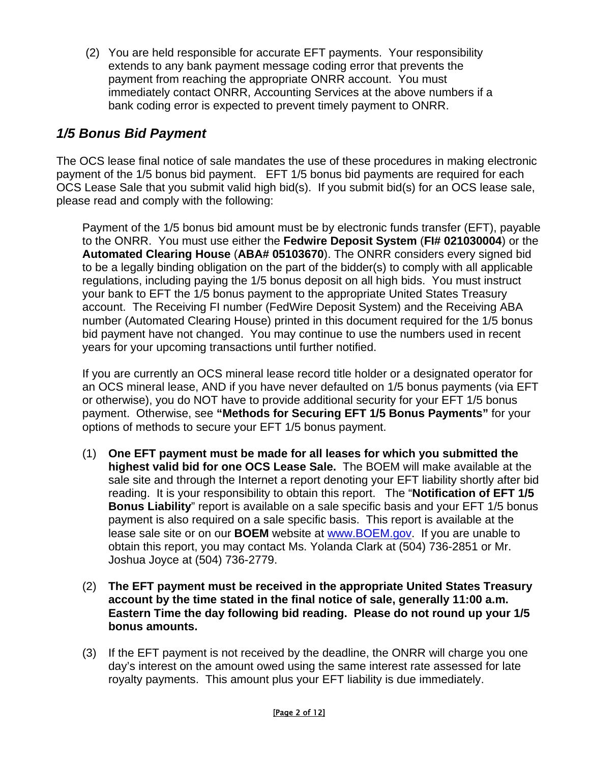(2) You are held responsible for accurate EFT payments. Your responsibility extends to any bank payment message coding error that prevents the payment from reaching the appropriate ONRR account. You must immediately contact ONRR, Accounting Services at the above numbers if a bank coding error is expected to prevent timely payment to ONRR.

## *1/5 Bonus Bid Payment*

The OCS lease final notice of sale mandates the use of these procedures in making electronic payment of the 1/5 bonus bid payment. EFT 1/5 bonus bid payments are required for each OCS Lease Sale that you submit valid high bid(s). If you submit bid(s) for an OCS lease sale, please read and comply with the following:

Payment of the 1/5 bonus bid amount must be by electronic funds transfer (EFT), payable to the ONRR. You must use either the **Fedwire Deposit System** (**FI# 021030004**) or the **Automated Clearing House** (**ABA# 05103670**). The ONRR considers every signed bid to be a legally binding obligation on the part of the bidder(s) to comply with all applicable regulations, including paying the 1/5 bonus deposit on all high bids. You must instruct your bank to EFT the 1/5 bonus payment to the appropriate United States Treasury account. The Receiving FI number (FedWire Deposit System) and the Receiving ABA number (Automated Clearing House) printed in this document required for the 1/5 bonus bid payment have not changed. You may continue to use the numbers used in recent years for your upcoming transactions until further notified.

If you are currently an OCS mineral lease record title holder or a designated operator for an OCS mineral lease, AND if you have never defaulted on 1/5 bonus payments (via EFT or otherwise), you do NOT have to provide additional security for your EFT 1/5 bonus payment. Otherwise, see **"Methods for Securing EFT 1/5 Bonus Payments"** for your options of methods to secure your EFT 1/5 bonus payment.

(1) **One EFT payment must be made for all leases for which you submitted the highest valid bid for one OCS Lease Sale.** The BOEM will make available at the sale site and through the Internet a report denoting your EFT liability shortly after bid reading. It is your responsibility to obtain this report. The "**Notification of EFT 1/5 Bonus Liability**" report is available on a sale specific basis and your EFT 1/5 bonus payment is also required on a sale specific basis. This report is available at the lease sale site or on our **BOEM** website at www.BOEM.gov. If you are unable to obtain this report, you may contact Ms. Yolanda Clark at (504) 736-2851 or Mr. Joshua Joyce at (504) 736-2779.

(2) **The EFT payment must be received in the appropriate United States Treasury account by the time stated in the final notice of sale, generally 11:00 a.m. Eastern Time the day following bid reading. Please do not round up your 1/5 bonus amounts.**

(3) If the EFT payment is not received by the deadline, the ONRR will charge you one day's interest on the amount owed using the same interest rate assessed for late royalty payments. This amount plus your EFT liability is due immediately.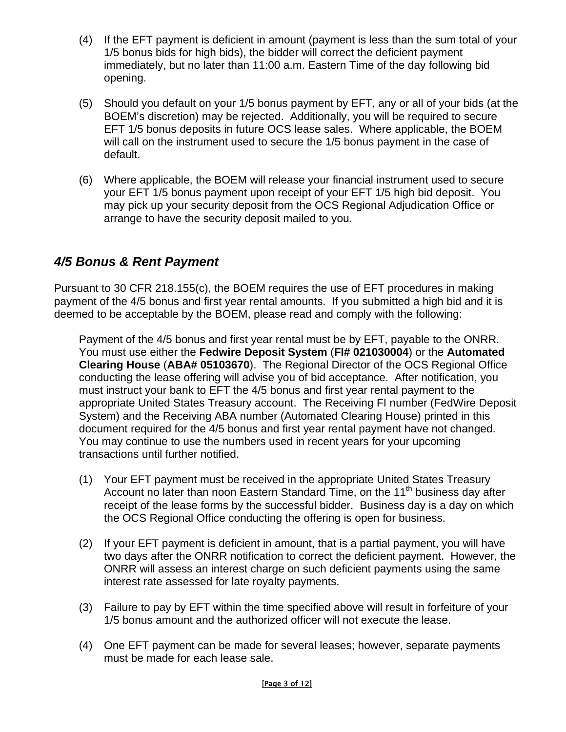(4) If the EFT payment is deficient in amount (payment is less than the sum total of your 1/5 bonus bids for high bids), the bidder will correct the deficient payment immediately, but no later than 11:00 a.m. Eastern Time of the day following bid opening.

(5) Should you default on your 1/5 bonus payment by EFT, any or all of your bids (at the BOEM's discretion) may be rejected. Additionally, you will be required to secure EFT 1/5 bonus deposits in future OCS lease sales. Where applicable, the BOEM will call on the instrument used to secure the 1/5 bonus payment in the case of default.

(6) Where applicable, the BOEM will release your financial instrument used to secure your EFT 1/5 bonus payment upon receipt of your EFT 1/5 high bid deposit. You may pick up your security deposit from the OCS Regional Adjudication Office or arrange to have the security deposit mailed to you.

### *4/5 Bonus & Rent Payment*

Pursuant to 30 CFR 218.155(c), the BOEM requires the use of EFT procedures in making payment of the 4/5 bonus and first year rental amounts. If you submitted a high bid and it is deemed to be acceptable by the BOEM, please read and comply with the following:

Payment of the 4/5 bonus and first year rental must be by EFT, payable to the ONRR. You must use either the **Fedwire Deposit System** (**FI# 021030004**) or the **Automated Clearing House** (**ABA# 05103670**). The Regional Director of the OCS Regional Office conducting the lease offering will advise you of bid acceptance. After notification, you must instruct your bank to EFT the 4/5 bonus and first year rental payment to the appropriate United States Treasury account. The Receiving FI number (FedWire Deposit System) and the Receiving ABA number (Automated Clearing House) printed in this document required for the 4/5 bonus and first year rental payment have not changed. You may continue to use the numbers used in recent years for your upcoming transactions until further notified.

(1) Your EFT payment must be received in the appropriate United States Treasury Account no later than noon Eastern Standard Time, on the 11th business day after receipt of the lease forms by the successful bidder. Business day is a day on which the OCS Regional Office conducting the offering is open for business.

(2) If your EFT payment is deficient in amount, that is a partial payment, you will have two days after the ONRR notification to correct the deficient payment. However, the ONRR will assess an interest charge on such deficient payments using the same interest rate assessed for late royalty payments.

(3) Failure to pay by EFT within the time specified above will result in forfeiture of your 1/5 bonus amount and the authorized officer will not execute the lease.

(4) One EFT payment can be made for several leases; however, separate payments must be made for each lease sale.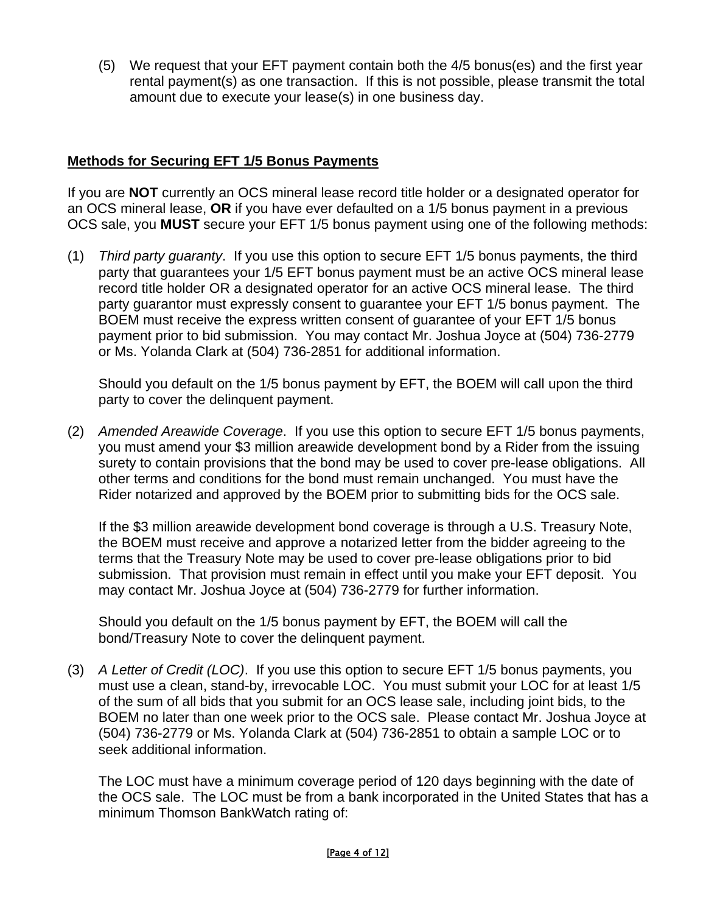(5) We request that your EFT payment contain both the 4/5 bonus(es) and the first year rental payment(s) as one transaction. If this is not possible, please transmit the total amount due to execute your lease(s) in one business day.

## Methods for Securing EFT 1/5 Bonus Payments

If you are **NOT** currently an OCS mineral lease record title holder or a designated operator for an OCS mineral lease, **OR** if you have ever defaulted on a 1/5 bonus payment in a previous OCS sale, you **MUST** secure your EFT 1/5 bonus payment using one of the following methods:

(1) *Third party guaranty*. If you use this option to secure EFT 1/5 bonus payments, the third party that guarantees your 1/5 EFT bonus payment must be an active OCS mineral lease record title holder OR a designated operator for an active OCS mineral lease. The third party guarantor must expressly consent to guarantee your EFT 1/5 bonus payment. The BOEM must receive the express written consent of guarantee of your EFT 1/5 bonus payment prior to bid submission. You may contact Mr. Joshua Joyce at (504) 736-2779 or Ms. Yolanda Clark at (504) 736-2851 for additional information.

Should you default on the 1/5 bonus payment by EFT, the BOEM will call upon the third party to cover the delinquent payment.

(2) *Amended Areawide Coverage*. If you use this option to secure EFT 1/5 bonus payments, you must amend your $3 million areawide development bond by a Rider from the issuing surety to contain provisions that the bond may be used to cover pre-lease obligations. All other terms and conditions for the bond must remain unchanged. You must have the Rider notarized and approved by the BOEM prior to submitting bids for the OCS sale.

If the $3 million areawide development bond coverage is through a U.S. Treasury Note, the BOEM must receive and approve a notarized letter from the bidder agreeing to the terms that the Treasury Note may be used to cover pre-lease obligations prior to bid submission. That provision must remain in effect until you make your EFT deposit. You may contact Mr. Joshua Joyce at (504) 736-2779 for further information.

Should you default on the 1/5 bonus payment by EFT, the BOEM will call the bond/Treasury Note to cover the delinquent payment.

(3) *A Letter of Credit (LOC)*. If you use this option to secure EFT 1/5 bonus payments, you must use a clean, stand-by, irrevocable LOC. You must submit your LOC for at least 1/5 of the sum of all bids that you submit for an OCS lease sale, including joint bids, to the BOEM no later than one week prior to the OCS sale. Please contact Mr. Joshua Joyce at (504) 736-2779 or Ms. Yolanda Clark at (504) 736-2851 to obtain a sample LOC or to seek additional information.

The LOC must have a minimum coverage period of 120 days beginning with the date of the OCS sale. The LOC must be from a bank incorporated in the United States that has a minimum Thomson BankWatch rating of: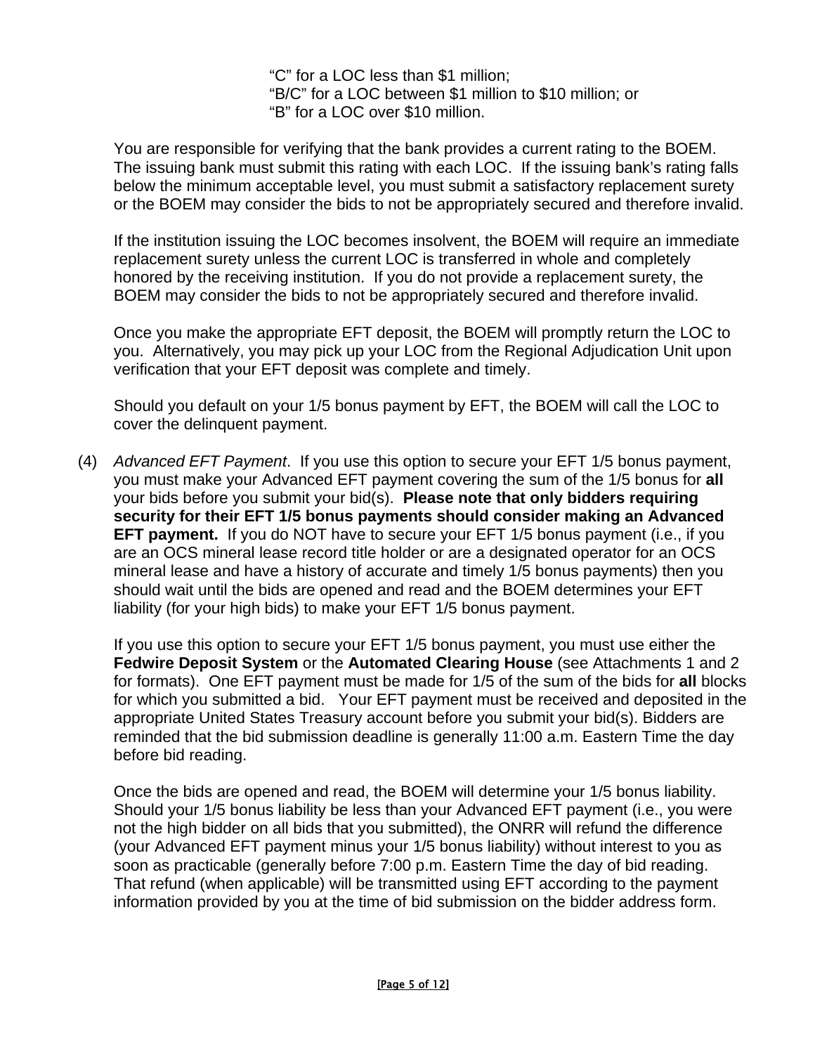"C" for a LOC less than $1 million;
"B/C" for a LOC between $1 million to $10 million; or
"B" for a LOC over $10 million.

You are responsible for verifying that the bank provides a current rating to the BOEM. The issuing bank must submit this rating with each LOC. If the issuing bank's rating falls below the minimum acceptable level, you must submit a satisfactory replacement surety or the BOEM may consider the bids to not be appropriately secured and therefore invalid.

If the institution issuing the LOC becomes insolvent, the BOEM will require an immediate replacement surety unless the current LOC is transferred in whole and completely honored by the receiving institution. If you do not provide a replacement surety, the BOEM may consider the bids to not be appropriately secured and therefore invalid.

Once you make the appropriate EFT deposit, the BOEM will promptly return the LOC to you. Alternatively, you may pick up your LOC from the Regional Adjudication Unit upon verification that your EFT deposit was complete and timely.

Should you default on your 1/5 bonus payment by EFT, the BOEM will call the LOC to cover the delinquent payment.

(4) *Advanced EFT Payment*. If you use this option to secure your EFT 1/5 bonus payment, you must make your Advanced EFT payment covering the sum of the 1/5 bonus for **all** your bids before you submit your bid(s). **Please note that only bidders requiring security for their EFT 1/5 bonus payments should consider making an Advanced EFT payment.** If you do NOT have to secure your EFT 1/5 bonus payment (i.e., if you are an OCS mineral lease record title holder or are a designated operator for an OCS mineral lease and have a history of accurate and timely 1/5 bonus payments) then you should wait until the bids are opened and read and the BOEM determines your EFT liability (for your high bids) to make your EFT 1/5 bonus payment.

If you use this option to secure your EFT 1/5 bonus payment, you must use either the **Fedwire Deposit System** or the **Automated Clearing House** (see Attachments 1 and 2 for formats). One EFT payment must be made for 1/5 of the sum of the bids for **all** blocks for which you submitted a bid. Your EFT payment must be received and deposited in the appropriate United States Treasury account before you submit your bid(s). Bidders are reminded that the bid submission deadline is generally 11:00 a.m. Eastern Time the day before bid reading.

Once the bids are opened and read, the BOEM will determine your 1/5 bonus liability. Should your 1/5 bonus liability be less than your Advanced EFT payment (i.e., you were not the high bidder on all bids that you submitted), the ONRR will refund the difference (your Advanced EFT payment minus your 1/5 bonus liability) without interest to you as soon as practicable (generally before 7:00 p.m. Eastern Time the day of bid reading. That refund (when applicable) will be transmitted using EFT according to the payment information provided by you at the time of bid submission on the bidder address form.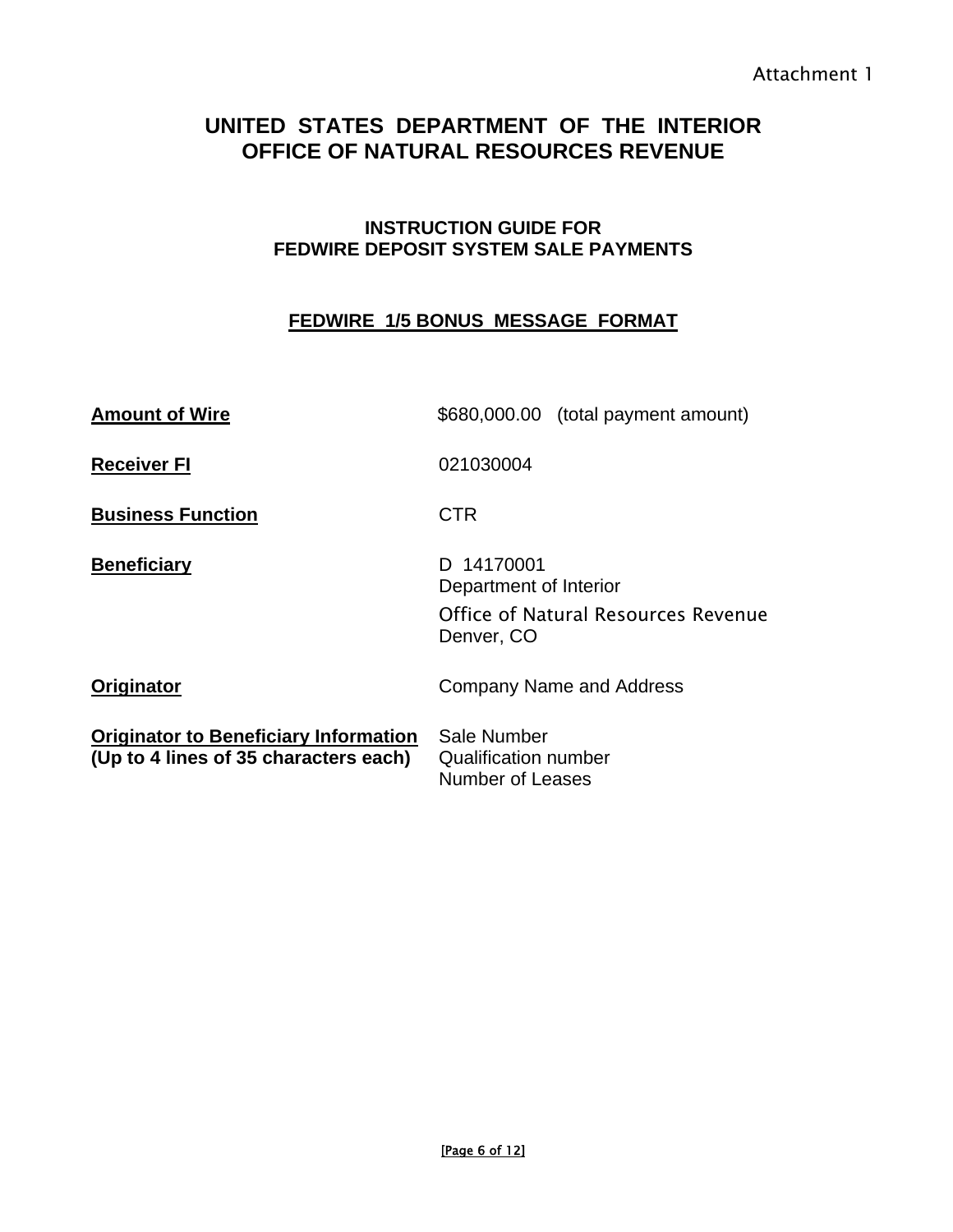Attachment 1

# UNITED STATES DEPARTMENT OF THE INTERIOR
# OFFICE OF NATURAL RESOURCES REVENUE

## INSTRUCTION GUIDE FOR
## FEDWIRE DEPOSIT SYSTEM SALE PAYMENTS

### FEDWIRE 1/5 BONUS MESSAGE FORMAT

| | |
|---|---|
| **Amount of Wire** | $680,000.00 (total payment amount) |
| **Receiver FI** | 021030004 |
| **Business Function** | CTR |
| **Beneficiary** | D 14170001<br>Department of Interior<br>Office of Natural Resources Revenue<br>Denver, CO |
| **Originator** | Company Name and Address |
| **Originator to Beneficiary Information (Up to 4 lines of 35 characters each)** | Sale Number<br>Qualification number<br>Number of Leases |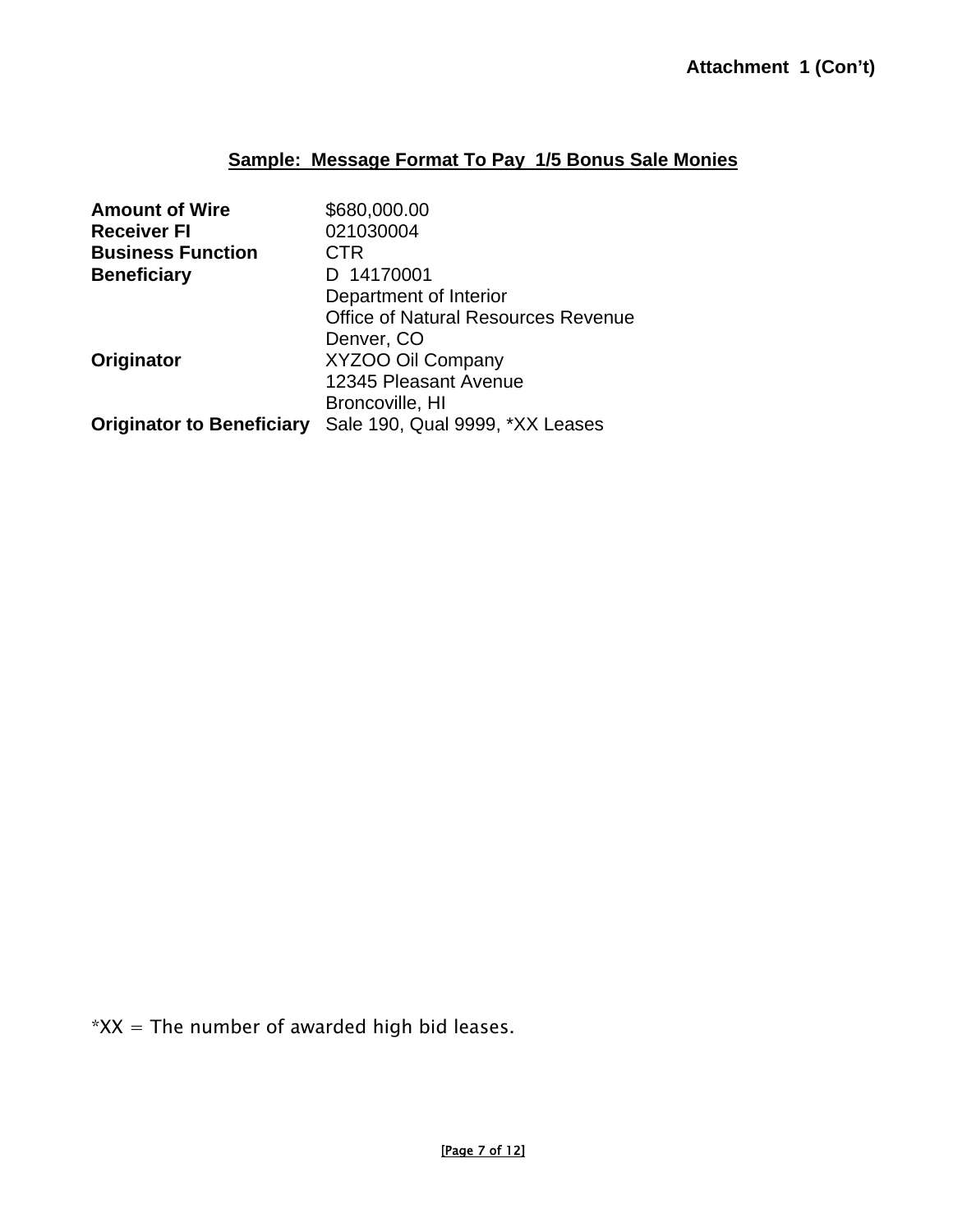**Attachment 1 (Con't)**

## Sample: Message Format To Pay 1/5 Bonus Sale Monies

| | |
|---|---|
| **Amount of Wire** | $680,000.00 |
| **Receiver FI** | 021030004 |
| **Business Function** | CTR |
| **Beneficiary** | D 14170001<br>Department of Interior<br>Office of Natural Resources Revenue<br>Denver, CO |
| **Originator** | XYZOO Oil Company<br>12345 Pleasant Avenue<br>Broncoville, HI |
| **Originator to Beneficiary** | Sale 190, Qual 9999, *XX Leases |

*XX = The number of awarded high bid leases.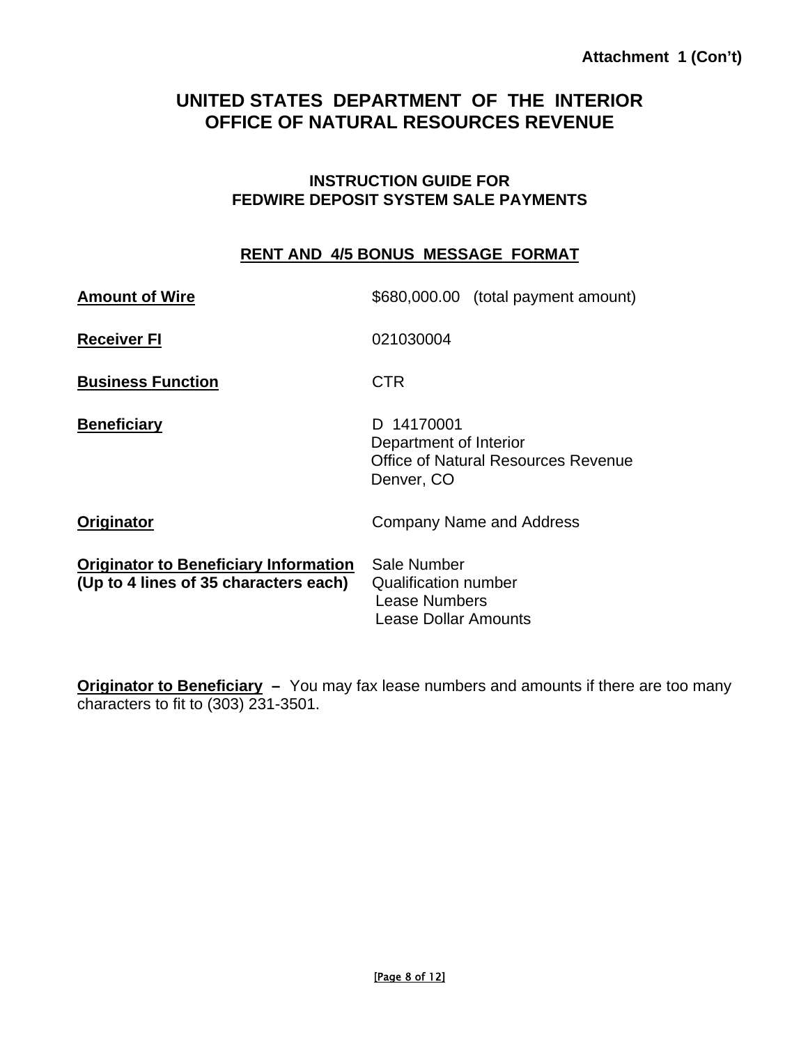**Attachment 1 (Con't)**

# UNITED STATES DEPARTMENT OF THE INTERIOR
# OFFICE OF NATURAL RESOURCES REVENUE

## INSTRUCTION GUIDE FOR FEDWIRE DEPOSIT SYSTEM SALE PAYMENTS

### RENT AND 4/5 BONUS MESSAGE FORMAT

**Amount of Wire** $680,000.00 (total payment amount)

**Receiver FI** 021030004

**Business Function** CTR

**Beneficiary**
D 14170001
Department of Interior
Office of Natural Resources Revenue
Denver, CO

**Originator** Company Name and Address

**Originator to Beneficiary Information (Up to 4 lines of 35 characters each)**
Sale Number
Qualification number
Lease Numbers
Lease Dollar Amounts

**Originator to Beneficiary** – You may fax lease numbers and amounts if there are too many characters to fit to (303) 231-3501.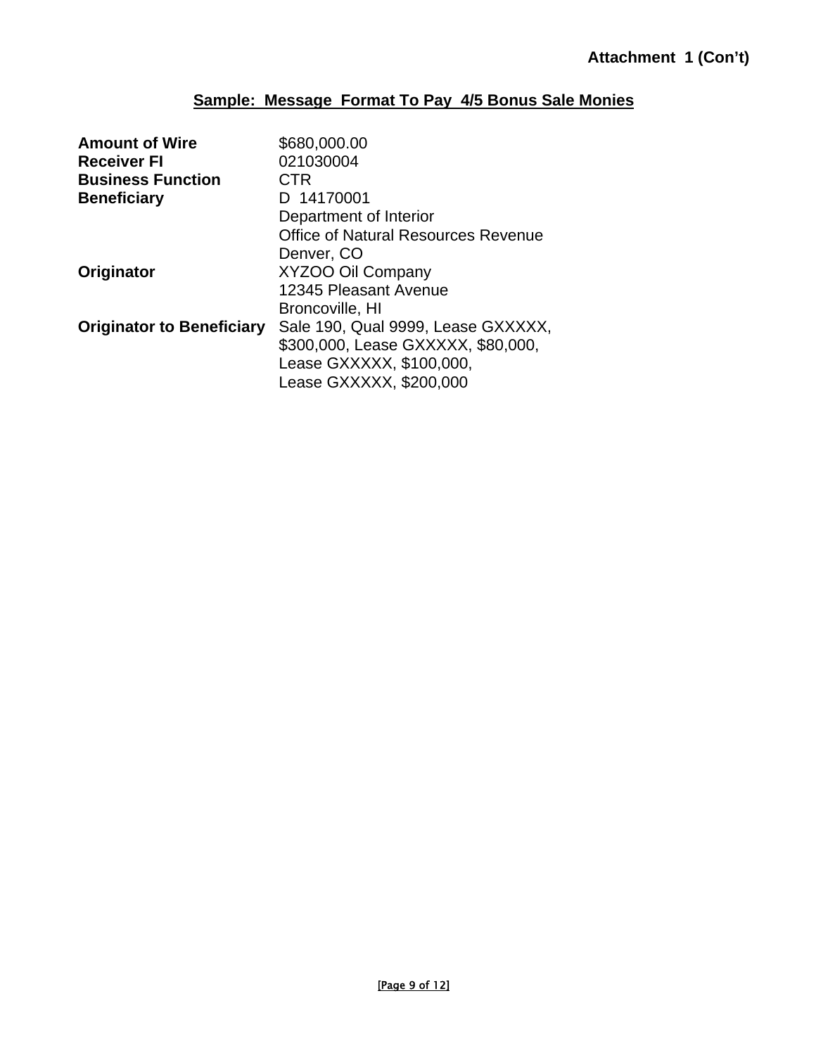**Attachment 1 (Con't)**

## Sample: Message Format To Pay 4/5 Bonus Sale Monies

| | |
|---|---|
| **Amount of Wire** | $680,000.00 |
| **Receiver FI** | 021030004 |
| **Business Function** | CTR |
| **Beneficiary** | D 14170001<br>Department of Interior<br>Office of Natural Resources Revenue<br>Denver, CO |
| **Originator** | XYZOO Oil Company<br>12345 Pleasant Avenue<br>Broncoville, HI |
| **Originator to Beneficiary** | Sale 190, Qual 9999, Lease GXXXXX, $300,000, Lease GXXXXX, $80,000, Lease GXXXXX, $100,000, Lease GXXXXX, $200,000 |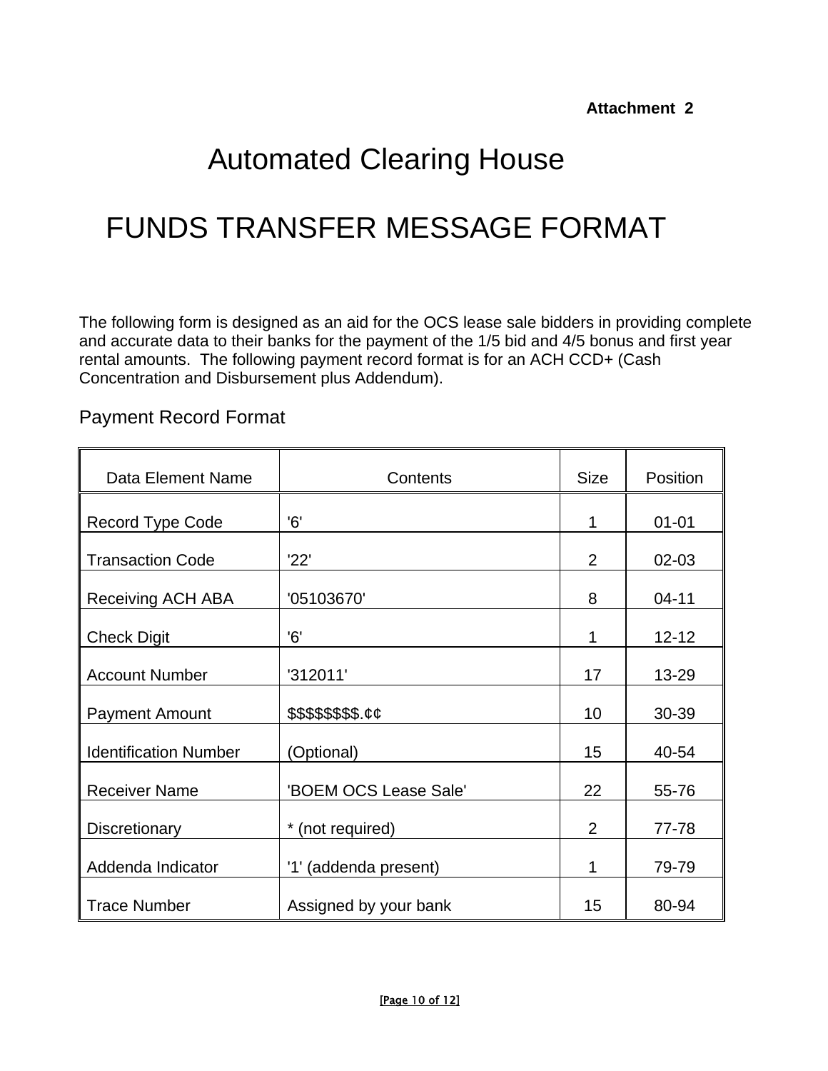**Attachment 2**

# Automated Clearing House

# FUNDS TRANSFER MESSAGE FORMAT

The following form is designed as an aid for the OCS lease sale bidders in providing complete and accurate data to their banks for the payment of the 1/5 bid and 4/5 bonus and first year rental amounts. The following payment record format is for an ACH CCD+ (Cash Concentration and Disbursement plus Addendum).

## Payment Record Format

| Data Element Name | Contents | Size | Position |
|---|---|---|---|
| Record Type Code | '6' | 1 | 01-01 |
| Transaction Code | '22' | 2 | 02-03 |
| Receiving ACH ABA | '05103670' | 8 | 04-11 |
| Check Digit | '6' | 1 | 12-12 |
| Account Number | '312011' | 17 | 13-29 |
| Payment Amount | $$$$$$$$.¢¢ | 10 | 30-39 |
| Identification Number | (Optional) | 15 | 40-54 |
| Receiver Name | 'BOEM OCS Lease Sale' | 22 | 55-76 |
| Discretionary | * (not required) | 2 | 77-78 |
| Addenda Indicator | '1' (addenda present) | 1 | 79-79 |
| Trace Number | Assigned by your bank | 15 | 80-94 |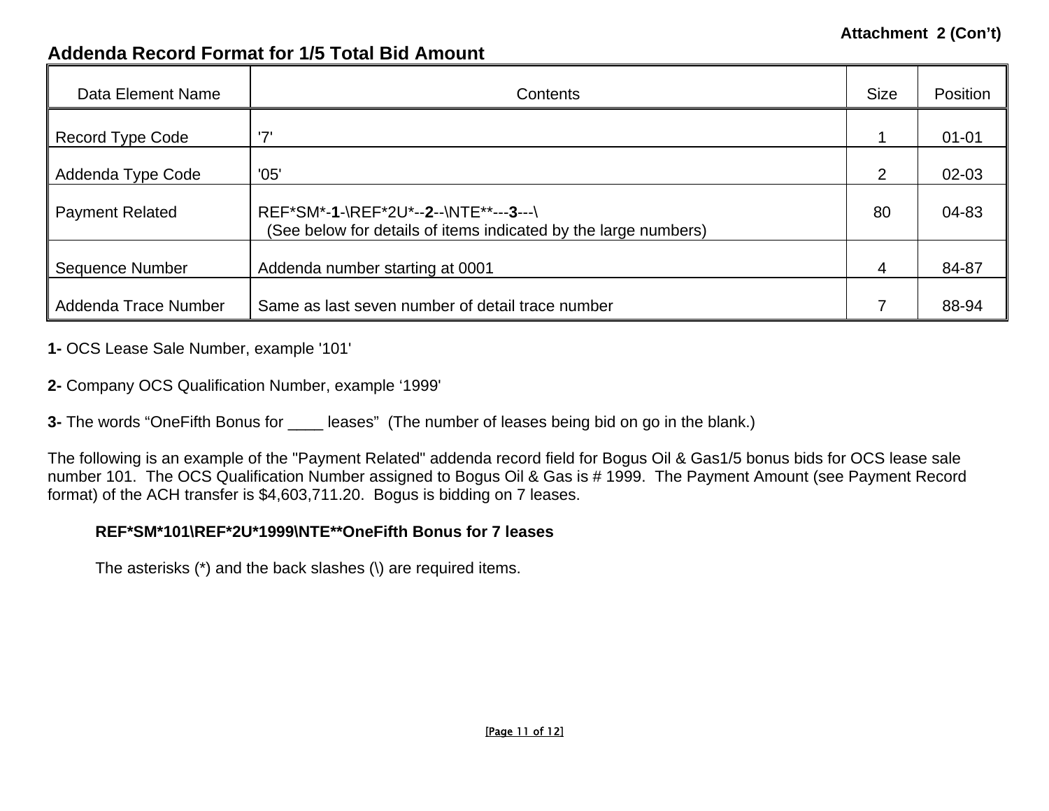Attachment 2 (Con't)

## Addenda Record Format for 1/5 Total Bid Amount

| Data Element Name | Contents | Size | Position |
|---|---|---|---|
| Record Type Code | '7' | 1 | 01-01 |
| Addenda Type Code | '05' | 2 | 02-03 |
| Payment Related | REF*SM*-**1**-\REF*2U*--**2**--\NTE**---**3**---\ (See below for details of items indicated by the large numbers) | 80 | 04-83 |
| Sequence Number | Addenda number starting at 0001 | 4 | 84-87 |
| Addenda Trace Number | Same as last seven number of detail trace number | 7 | 88-94 |

**1-** OCS Lease Sale Number, example '101'

**2-** Company OCS Qualification Number, example '1999'

**3-** The words "OneFifth Bonus for ____ leases" (The number of leases being bid on go in the blank.)

The following is an example of the "Payment Related" addenda record field for Bogus Oil & Gas1/5 bonus bids for OCS lease sale number 101. The OCS Qualification Number assigned to Bogus Oil & Gas is # 1999. The Payment Amount (see Payment Record format) of the ACH transfer is $4,603,711.20. Bogus is bidding on 7 leases.

**REF*SM*101\REF*2U*1999\NTE**OneFifth Bonus for 7 leases**

The asterisks (*) and the back slashes (\) are required items.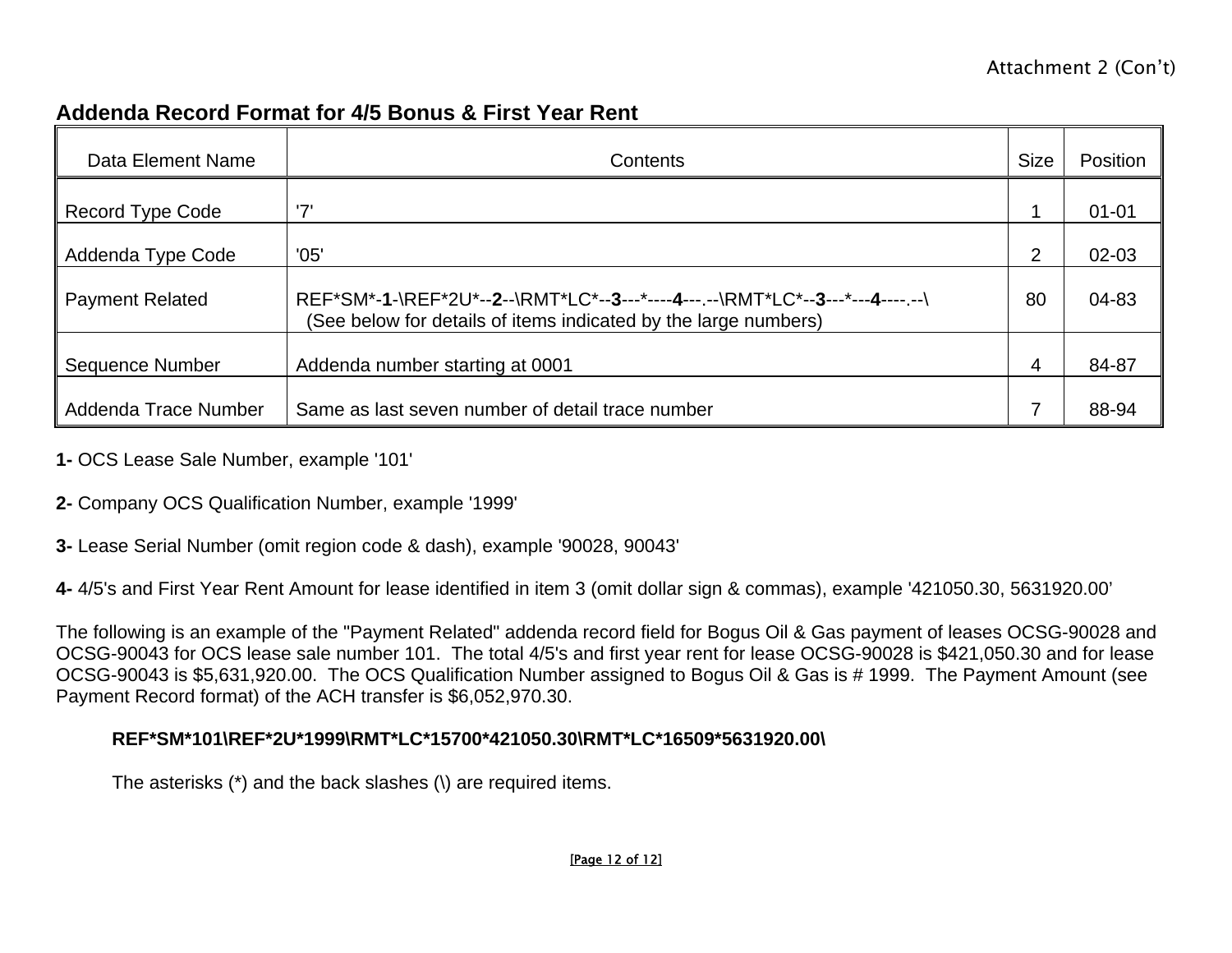Attachment 2 (Con't)

## Addenda Record Format for 4/5 Bonus & First Year Rent

| Data Element Name | Contents | Size | Position |
|---|---|---|---|
| Record Type Code | '7' | 1 | 01-01 |
| Addenda Type Code | '05' | 2 | 02-03 |
| Payment Related | REF*SM*-**1**-\REF*2U*--**2**--\RMT*LC*--**3**---*----**4**---.--\RMT*LC*--**3**---*---**4**----.--\ (See below for details of items indicated by the large numbers) | 80 | 04-83 |
| Sequence Number | Addenda number starting at 0001 | 4 | 84-87 |
| Addenda Trace Number | Same as last seven number of detail trace number | 7 | 88-94 |

**1-** OCS Lease Sale Number, example '101'

**2-** Company OCS Qualification Number, example '1999'

**3-** Lease Serial Number (omit region code & dash), example '90028, 90043'

**4-** 4/5's and First Year Rent Amount for lease identified in item 3 (omit dollar sign & commas), example '421050.30, 5631920.00'

The following is an example of the "Payment Related" addenda record field for Bogus Oil & Gas payment of leases OCSG-90028 and OCSG-90043 for OCS lease sale number 101. The total 4/5's and first year rent for lease OCSG-90028 is $421,050.30 and for lease OCSG-90043 is $5,631,920.00. The OCS Qualification Number assigned to Bogus Oil & Gas is # 1999. The Payment Amount (see Payment Record format) of the ACH transfer is $6,052,970.30.

**REF*SM*101\REF*2U*1999\RMT*LC*15700*421050.30\RMT*LC*16509*5631920.00\**

The asterisks (*) and the back slashes (\) are required items.